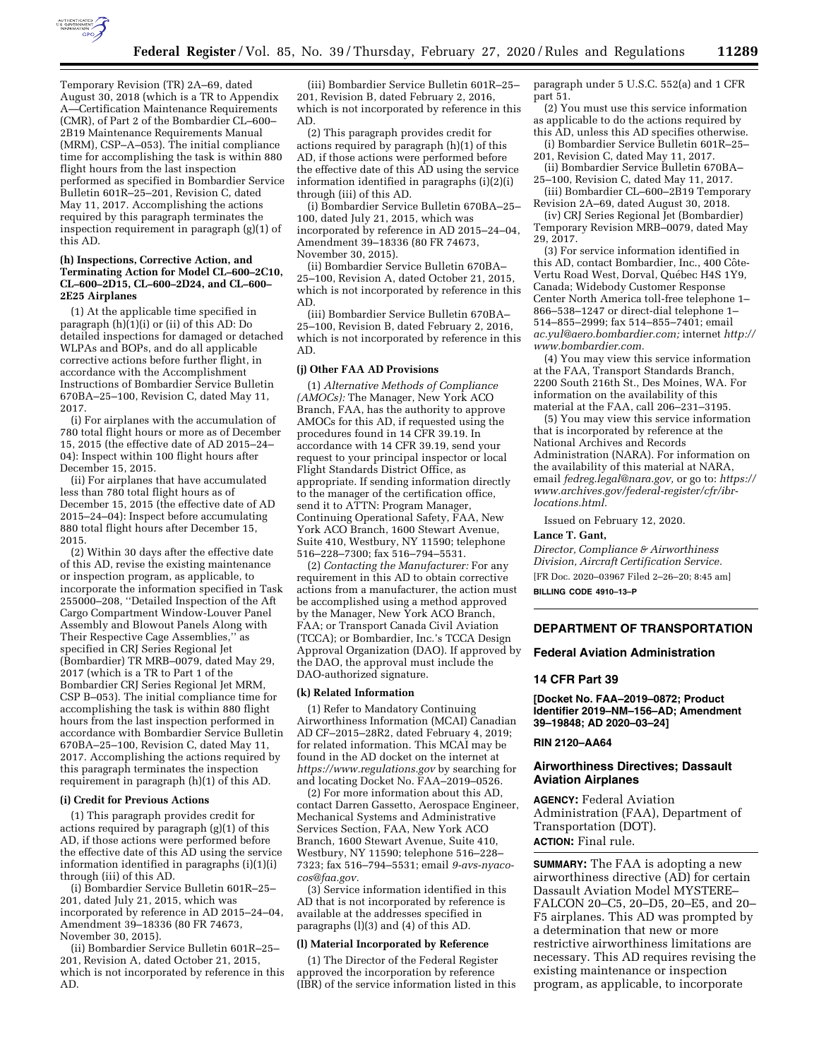Temporary Revision (TR) 2A–69, dated August 30, 2018 (which is a TR to Appendix A—Certification Maintenance Requirements (CMR), of Part 2 of the Bombardier CL–600–2B19 Maintenance Requirements Manual (MRM), CSP–A–053). The initial compliance time for accomplishing the task is within 880 flight hours from the last inspection performed as specified in Bombardier Service Bulletin 601R–25–201, Revision C, dated May 11, 2017. Accomplishing the actions required by this paragraph terminates the inspection requirement in paragraph (g)(1) of this AD.

**(h) Inspections, Corrective Action, and Terminating Action for Model CL–600–2C10, CL–600–2D15, CL–600–2D24, and CL–600–2E25 Airplanes**

(1) At the applicable time specified in paragraph (h)(1)(i) or (ii) of this AD: Do detailed inspections for damaged or detached WLPAs and BOPs, and do all applicable corrective actions before further flight, in accordance with the Accomplishment Instructions of Bombardier Service Bulletin 670BA–25–100, Revision C, dated May 11, 2017.

(i) For airplanes with the accumulation of 780 total flight hours or more as of December 15, 2015 (the effective date of AD 2015–24–04): Inspect within 100 flight hours after December 15, 2015.

(ii) For airplanes that have accumulated less than 780 total flight hours as of December 15, 2015 (the effective date of AD 2015–24–04): Inspect before accumulating 880 total flight hours after December 15, 2015.

(2) Within 30 days after the effective date of this AD, revise the existing maintenance or inspection program, as applicable, to incorporate the information specified in Task 255000–208, ''Detailed Inspection of the Aft Cargo Compartment Window-Louver Panel Assembly and Blowout Panels Along with Their Respective Cage Assemblies,'' as specified in CRJ Series Regional Jet (Bombardier) TR MRB–0079, dated May 29, 2017 (which is a TR to Part 1 of the Bombardier CRJ Series Regional Jet MRM, CSP B–053). The initial compliance time for accomplishing the task is within 880 flight hours from the last inspection performed in accordance with Bombardier Service Bulletin 670BA–25–100, Revision C, dated May 11, 2017. Accomplishing the actions required by this paragraph terminates the inspection requirement in paragraph (h)(1) of this AD.

**(i) Credit for Previous Actions**

(1) This paragraph provides credit for actions required by paragraph (g)(1) of this AD, if those actions were performed before the effective date of this AD using the service information identified in paragraphs (i)(1)(i) through (iii) of this AD.

(i) Bombardier Service Bulletin 601R–25–201, dated July 21, 2015, which was incorporated by reference in AD 2015–24–04, Amendment 39–18336 (80 FR 74673, November 30, 2015).

(ii) Bombardier Service Bulletin 601R–25–201, Revision A, dated October 21, 2015, which is not incorporated by reference in this AD.

(iii) Bombardier Service Bulletin 601R–25–201, Revision B, dated February 2, 2016, which is not incorporated by reference in this AD.

(2) This paragraph provides credit for actions required by paragraph (h)(1) of this AD, if those actions were performed before the effective date of this AD using the service information identified in paragraphs (i)(2)(i) through (iii) of this AD.

(i) Bombardier Service Bulletin 670BA–25–100, dated July 21, 2015, which was incorporated by reference in AD 2015–24–04, Amendment 39–18336 (80 FR 74673, November 30, 2015).

(ii) Bombardier Service Bulletin 670BA–25–100, Revision A, dated October 21, 2015, which is not incorporated by reference in this AD.

(iii) Bombardier Service Bulletin 670BA–25–100, Revision B, dated February 2, 2016, which is not incorporated by reference in this AD.

**(j) Other FAA AD Provisions**

(1) *Alternative Methods of Compliance (AMOCs):* The Manager, New York ACO Branch, FAA, has the authority to approve AMOCs for this AD, if requested using the procedures found in 14 CFR 39.19. In accordance with 14 CFR 39.19, send your request to your principal inspector or local Flight Standards District Office, as appropriate. If sending information directly to the manager of the certification office, send it to ATTN: Program Manager, Continuing Operational Safety, FAA, New York ACO Branch, 1600 Stewart Avenue, Suite 410, Westbury, NY 11590; telephone 516–228–7300; fax 516–794–5531.

(2) *Contacting the Manufacturer:* For any requirement in this AD to obtain corrective actions from a manufacturer, the action must be accomplished using a method approved by the Manager, New York ACO Branch, FAA; or Transport Canada Civil Aviation (TCCA); or Bombardier, Inc.'s TCCA Design Approval Organization (DAO). If approved by the DAO, the approval must include the DAO-authorized signature.

**(k) Related Information**

(1) Refer to Mandatory Continuing Airworthiness Information (MCAI) Canadian AD CF–2015–28R2, dated February 4, 2019; for related information. This MCAI may be found in the AD docket on the internet at *https://www.regulations.gov* by searching for and locating Docket No. FAA–2019–0526.

(2) For more information about this AD, contact Darren Gassetto, Aerospace Engineer, Mechanical Systems and Administrative Services Section, FAA, New York ACO Branch, 1600 Stewart Avenue, Suite 410, Westbury, NY 11590; telephone 516–228–7323; fax 516–794–5531; email *9-avs-nyaco-cos@faa.gov.*

(3) Service information identified in this AD that is not incorporated by reference is available at the addresses specified in paragraphs (l)(3) and (4) of this AD.

**(l) Material Incorporated by Reference**

(1) The Director of the Federal Register approved the incorporation by reference (IBR) of the service information listed in this paragraph under 5 U.S.C. 552(a) and 1 CFR part 51.

(2) You must use this service information as applicable to do the actions required by this AD, unless this AD specifies otherwise.

(i) Bombardier Service Bulletin 601R–25–201, Revision C, dated May 11, 2017.

(ii) Bombardier Service Bulletin 670BA–25–100, Revision C, dated May 11, 2017.

(iii) Bombardier CL–600–2B19 Temporary Revision 2A–69, dated August 30, 2018.

(iv) CRJ Series Regional Jet (Bombardier) Temporary Revision MRB–0079, dated May 29, 2017.

(3) For service information identified in this AD, contact Bombardier, Inc., 400 Côte-Vertu Road West, Dorval, Québec H4S 1Y9, Canada; Widebody Customer Response Center North America toll-free telephone 1–866–538–1247 or direct-dial telephone 1–514–855–2999; fax 514–855–7401; email *ac.yul@aero.bombardier.com;* internet *http://www.bombardier.com.*

(4) You may view this service information at the FAA, Transport Standards Branch, 2200 South 216th St., Des Moines, WA. For information on the availability of this material at the FAA, call 206–231–3195.

(5) You may view this service information that is incorporated by reference at the National Archives and Records Administration (NARA). For information on the availability of this material at NARA, email *fedreg.legal@nara.gov,* or go to: *https://www.archives.gov/federal-register/cfr/ibr-locations.html.*

Issued on February 12, 2020.

**Lance T. Gant,**

*Director, Compliance & Airworthiness Division, Aircraft Certification Service.*

[FR Doc. 2020–03967 Filed 2–26–20; 8:45 am]

**BILLING CODE 4910–13–P**

---

## DEPARTMENT OF TRANSPORTATION

## Federal Aviation Administration

## 14 CFR Part 39

**[Docket No. FAA–2019–0872; Product Identifier 2019–NM–156–AD; Amendment 39–19848; AD 2020–03–24]**

**RIN 2120–AA64**

## Airworthiness Directives; Dassault Aviation Airplanes

**AGENCY:** Federal Aviation Administration (FAA), Department of Transportation (DOT).

**ACTION:** Final rule.

**SUMMARY:** The FAA is adopting a new airworthiness directive (AD) for certain Dassault Aviation Model MYSTERE–FALCON 20–C5, 20–D5, 20–E5, and 20–F5 airplanes. This AD was prompted by a determination that new or more restrictive airworthiness limitations are necessary. This AD requires revising the existing maintenance or inspection program, as applicable, to incorporate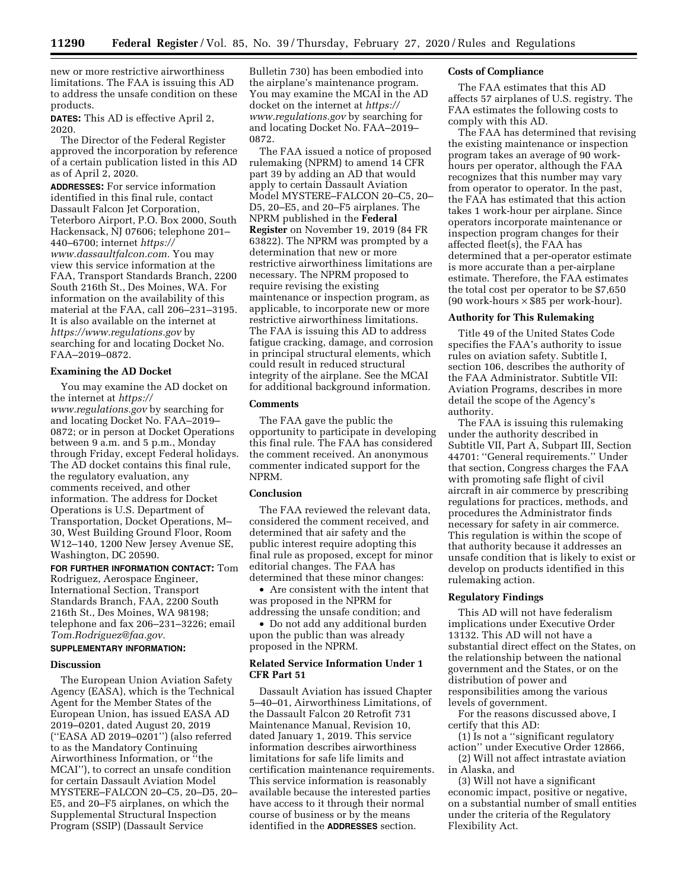new or more restrictive airworthiness limitations. The FAA is issuing this AD to address the unsafe condition on these products.

**DATES:** This AD is effective April 2, 2020.

The Director of the Federal Register approved the incorporation by reference of a certain publication listed in this AD as of April 2, 2020.

**ADDRESSES:** For service information identified in this final rule, contact Dassault Falcon Jet Corporation, Teterboro Airport, P.O. Box 2000, South Hackensack, NJ 07606; telephone 201–440–6700; internet *https://www.dassaultfalcon.com.* You may view this service information at the FAA, Transport Standards Branch, 2200 South 216th St., Des Moines, WA. For information on the availability of this material at the FAA, call 206–231–3195. It is also available on the internet at *https://www.regulations.gov* by searching for and locating Docket No. FAA–2019–0872.

### Examining the AD Docket

You may examine the AD docket on the internet at *https://www.regulations.gov* by searching for and locating Docket No. FAA–2019–0872; or in person at Docket Operations between 9 a.m. and 5 p.m., Monday through Friday, except Federal holidays. The AD docket contains this final rule, the regulatory evaluation, any comments received, and other information. The address for Docket Operations is U.S. Department of Transportation, Docket Operations, M–30, West Building Ground Floor, Room W12–140, 1200 New Jersey Avenue SE, Washington, DC 20590.

**FOR FURTHER INFORMATION CONTACT:** Tom Rodriguez, Aerospace Engineer, International Section, Transport Standards Branch, FAA, 2200 South 216th St., Des Moines, WA 98198; telephone and fax 206–231–3226; email *Tom.Rodriguez@faa.gov.*

**SUPPLEMENTARY INFORMATION:**

### Discussion

The European Union Aviation Safety Agency (EASA), which is the Technical Agent for the Member States of the European Union, has issued EASA AD 2019–0201, dated August 20, 2019 (''EASA AD 2019–0201'') (also referred to as the Mandatory Continuing Airworthiness Information, or ''the MCAI''), to correct an unsafe condition for certain Dassault Aviation Model MYSTERE–FALCON 20–C5, 20–D5, 20–E5, and 20–F5 airplanes, on which the Supplemental Structural Inspection Program (SSIP) (Dassault Service Bulletin 730) has been embodied into the airplane's maintenance program. You may examine the MCAI in the AD docket on the internet at *https://www.regulations.gov* by searching for and locating Docket No. FAA–2019–0872.

The FAA issued a notice of proposed rulemaking (NPRM) to amend 14 CFR part 39 by adding an AD that would apply to certain Dassault Aviation Model MYSTERE–FALCON 20–C5, 20–D5, 20–E5, and 20–F5 airplanes. The NPRM published in the **Federal Register** on November 19, 2019 (84 FR 63822). The NPRM was prompted by a determination that new or more restrictive airworthiness limitations are necessary. The NPRM proposed to require revising the existing maintenance or inspection program, as applicable, to incorporate new or more restrictive airworthiness limitations. The FAA is issuing this AD to address fatigue cracking, damage, and corrosion in principal structural elements, which could result in reduced structural integrity of the airplane. See the MCAI for additional background information.

### Comments

The FAA gave the public the opportunity to participate in developing this final rule. The FAA has considered the comment received. An anonymous commenter indicated support for the NPRM.

### Conclusion

The FAA reviewed the relevant data, considered the comment received, and determined that air safety and the public interest require adopting this final rule as proposed, except for minor editorial changes. The FAA has determined that these minor changes:

- Are consistent with the intent that was proposed in the NPRM for addressing the unsafe condition; and
- Do not add any additional burden upon the public than was already proposed in the NPRM.

### Related Service Information Under 1 CFR Part 51

Dassault Aviation has issued Chapter 5–40–01, Airworthiness Limitations, of the Dassault Falcon 20 Retrofit 731 Maintenance Manual, Revision 10, dated January 1, 2019. This service information describes airworthiness limitations for safe life limits and certification maintenance requirements. This service information is reasonably available because the interested parties have access to it through their normal course of business or by the means identified in the **ADDRESSES** section.

### Costs of Compliance

The FAA estimates that this AD affects 57 airplanes of U.S. registry. The FAA estimates the following costs to comply with this AD.

The FAA has determined that revising the existing maintenance or inspection program takes an average of 90 work-hours per operator, although the FAA recognizes that this number may vary from operator to operator. In the past, the FAA has estimated that this action takes 1 work-hour per airplane. Since operators incorporate maintenance or inspection program changes for their affected fleet(s), the FAA has determined that a per-operator estimate is more accurate than a per-airplane estimate. Therefore, the FAA estimates the total cost per operator to be $7,650 (90 work-hours × $85 per work-hour).

### Authority for This Rulemaking

Title 49 of the United States Code specifies the FAA's authority to issue rules on aviation safety. Subtitle I, section 106, describes the authority of the FAA Administrator. Subtitle VII: Aviation Programs, describes in more detail the scope of the Agency's authority.

The FAA is issuing this rulemaking under the authority described in Subtitle VII, Part A, Subpart III, Section 44701: ''General requirements.'' Under that section, Congress charges the FAA with promoting safe flight of civil aircraft in air commerce by prescribing regulations for practices, methods, and procedures the Administrator finds necessary for safety in air commerce. This regulation is within the scope of that authority because it addresses an unsafe condition that is likely to exist or develop on products identified in this rulemaking action.

### Regulatory Findings

This AD will not have federalism implications under Executive Order 13132. This AD will not have a substantial direct effect on the States, on the relationship between the national government and the States, or on the distribution of power and responsibilities among the various levels of government.

For the reasons discussed above, I certify that this AD:

(1) Is not a ''significant regulatory action'' under Executive Order 12866,

(2) Will not affect intrastate aviation in Alaska, and

(3) Will not have a significant economic impact, positive or negative, on a substantial number of small entities under the criteria of the Regulatory Flexibility Act.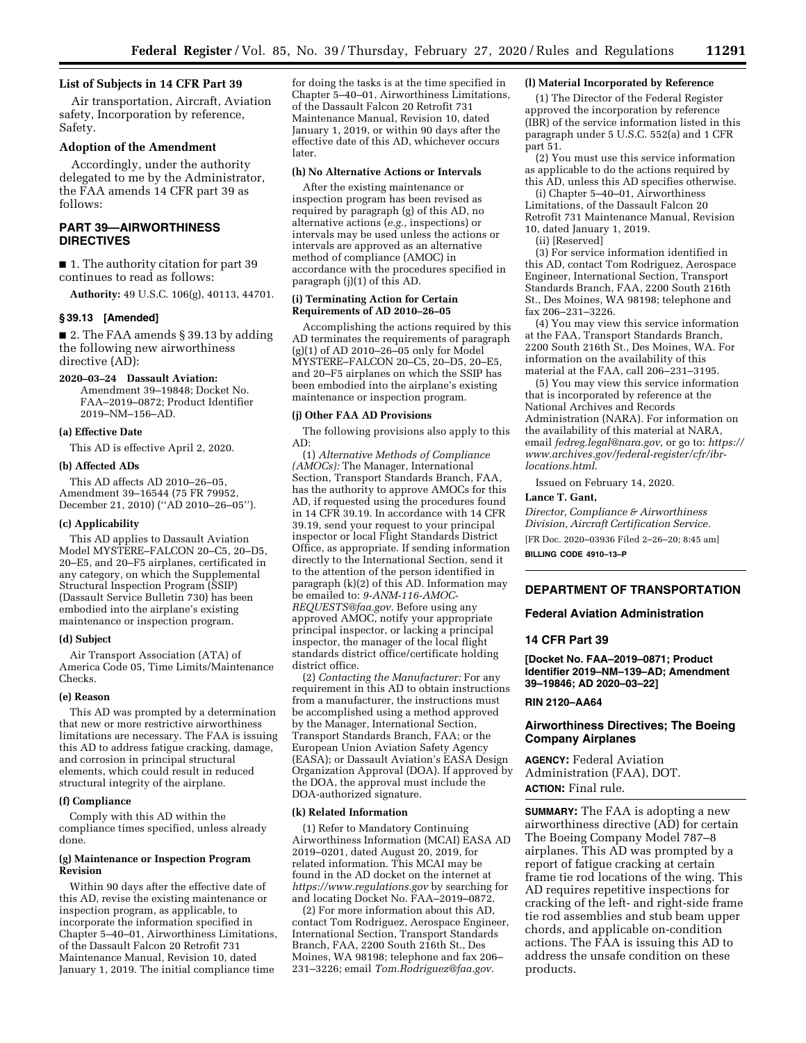## List of Subjects in 14 CFR Part 39

Air transportation, Aircraft, Aviation safety, Incorporation by reference, Safety.

## Adoption of the Amendment

Accordingly, under the authority delegated to me by the Administrator, the FAA amends 14 CFR part 39 as follows:

# PART 39—AIRWORTHINESS DIRECTIVES

■ 1. The authority citation for part 39 continues to read as follows:

**Authority:** 49 U.S.C. 106(g), 40113, 44701.

### § 39.13 [Amended]

■ 2. The FAA amends § 39.13 by adding the following new airworthiness directive (AD):

**2020–03–24 Dassault Aviation:** Amendment 39–19848; Docket No. FAA–2019–0872; Product Identifier 2019–NM–156–AD.

#### (a) Effective Date

This AD is effective April 2, 2020.

#### (b) Affected ADs

This AD affects AD 2010–26–05, Amendment 39–16544 (75 FR 79952, December 21, 2010) (''AD 2010–26–05'').

#### (c) Applicability

This AD applies to Dassault Aviation Model MYSTERE–FALCON 20–C5, 20–D5, 20–E5, and 20–F5 airplanes, certificated in any category, on which the Supplemental Structural Inspection Program (SSIP) (Dassault Service Bulletin 730) has been embodied into the airplane's existing maintenance or inspection program.

#### (d) Subject

Air Transport Association (ATA) of America Code 05, Time Limits/Maintenance Checks.

#### (e) Reason

This AD was prompted by a determination that new or more restrictive airworthiness limitations are necessary. The FAA is issuing this AD to address fatigue cracking, damage, and corrosion in principal structural elements, which could result in reduced structural integrity of the airplane.

#### (f) Compliance

Comply with this AD within the compliance times specified, unless already done.

#### (g) Maintenance or Inspection Program Revision

Within 90 days after the effective date of this AD, revise the existing maintenance or inspection program, as applicable, to incorporate the information specified in Chapter 5–40–01, Airworthiness Limitations, of the Dassault Falcon 20 Retrofit 731 Maintenance Manual, Revision 10, dated January 1, 2019. The initial compliance time for doing the tasks is at the time specified in Chapter 5–40–01, Airworthiness Limitations, of the Dassault Falcon 20 Retrofit 731 Maintenance Manual, Revision 10, dated January 1, 2019, or within 90 days after the effective date of this AD, whichever occurs later.

#### (h) No Alternative Actions or Intervals

After the existing maintenance or inspection program has been revised as required by paragraph (g) of this AD, no alternative actions (*e.g.,* inspections) or intervals may be used unless the actions or intervals are approved as an alternative method of compliance (AMOC) in accordance with the procedures specified in paragraph (j)(1) of this AD.

#### (i) Terminating Action for Certain Requirements of AD 2010–26–05

Accomplishing the actions required by this AD terminates the requirements of paragraph (g)(1) of AD 2010–26–05 only for Model MYSTERE–FALCON 20–C5, 20–D5, 20–E5, and 20–F5 airplanes on which the SSIP has been embodied into the airplane's existing maintenance or inspection program.

#### (j) Other FAA AD Provisions

The following provisions also apply to this AD:

(1) *Alternative Methods of Compliance (AMOCs):* The Manager, International Section, Transport Standards Branch, FAA, has the authority to approve AMOCs for this AD, if requested using the procedures found in 14 CFR 39.19. In accordance with 14 CFR 39.19, send your request to your principal inspector or local Flight Standards District Office, as appropriate. If sending information directly to the International Section, send it to the attention of the person identified in paragraph (k)(2) of this AD. Information may be emailed to: *9-ANM-116-AMOC-REQUESTS@faa.gov*. Before using any approved AMOC, notify your appropriate principal inspector, or lacking a principal inspector, the manager of the local flight standards district office/certificate holding district office.

(2) *Contacting the Manufacturer:* For any requirement in this AD to obtain instructions from a manufacturer, the instructions must be accomplished using a method approved by the Manager, International Section, Transport Standards Branch, FAA; or the European Union Aviation Safety Agency (EASA); or Dassault Aviation's EASA Design Organization Approval (DOA). If approved by the DOA, the approval must include the DOA-authorized signature.

#### (k) Related Information

(1) Refer to Mandatory Continuing Airworthiness Information (MCAI) EASA AD 2019–0201, dated August 20, 2019, for related information. This MCAI may be found in the AD docket on the internet at *https://www.regulations.gov* by searching for and locating Docket No. FAA–2019–0872.

(2) For more information about this AD, contact Tom Rodriguez, Aerospace Engineer, International Section, Transport Standards Branch, FAA, 2200 South 216th St., Des Moines, WA 98198; telephone and fax 206–231–3226; email *Tom.Rodriguez@faa.gov.*

#### (l) Material Incorporated by Reference

(1) The Director of the Federal Register approved the incorporation by reference (IBR) of the service information listed in this paragraph under 5 U.S.C. 552(a) and 1 CFR part 51.

(2) You must use this service information as applicable to do the actions required by this AD, unless this AD specifies otherwise.

(i) Chapter 5–40–01, Airworthiness Limitations, of the Dassault Falcon 20 Retrofit 731 Maintenance Manual, Revision 10, dated January 1, 2019.

(ii) [Reserved]

(3) For service information identified in this AD, contact Tom Rodriguez, Aerospace Engineer, International Section, Transport Standards Branch, FAA, 2200 South 216th St., Des Moines, WA 98198; telephone and fax 206–231–3226.

(4) You may view this service information at the FAA, Transport Standards Branch, 2200 South 216th St., Des Moines, WA. For information on the availability of this material at the FAA, call 206–231–3195.

(5) You may view this service information that is incorporated by reference at the National Archives and Records Administration (NARA). For information on the availability of this material at NARA, email *fedreg.legal@nara.gov,* or go to: *https://www.archives.gov/federal-register/cfr/ibr-locations.html.*

Issued on February 14, 2020.

**Lance T. Gant,**

*Director, Compliance & Airworthiness Division, Aircraft Certification Service.*

[FR Doc. 2020–03936 Filed 2–26–20; 8:45 am]

**BILLING CODE 4910–13–P**

---

## DEPARTMENT OF TRANSPORTATION

## Federal Aviation Administration

## 14 CFR Part 39

**[Docket No. FAA–2019–0871; Product Identifier 2019–NM–139–AD; Amendment 39–19846; AD 2020–03–22]**

**RIN 2120–AA64**

## Airworthiness Directives; The Boeing Company Airplanes

**AGENCY:** Federal Aviation Administration (FAA), DOT.

**ACTION:** Final rule.

**SUMMARY:** The FAA is adopting a new airworthiness directive (AD) for certain The Boeing Company Model 787–8 airplanes. This AD was prompted by a report of fatigue cracking at certain frame tie rod locations of the wing. This AD requires repetitive inspections for cracking of the left- and right-side frame tie rod assemblies and stub beam upper chords, and applicable on-condition actions. The FAA is issuing this AD to address the unsafe condition on these products.